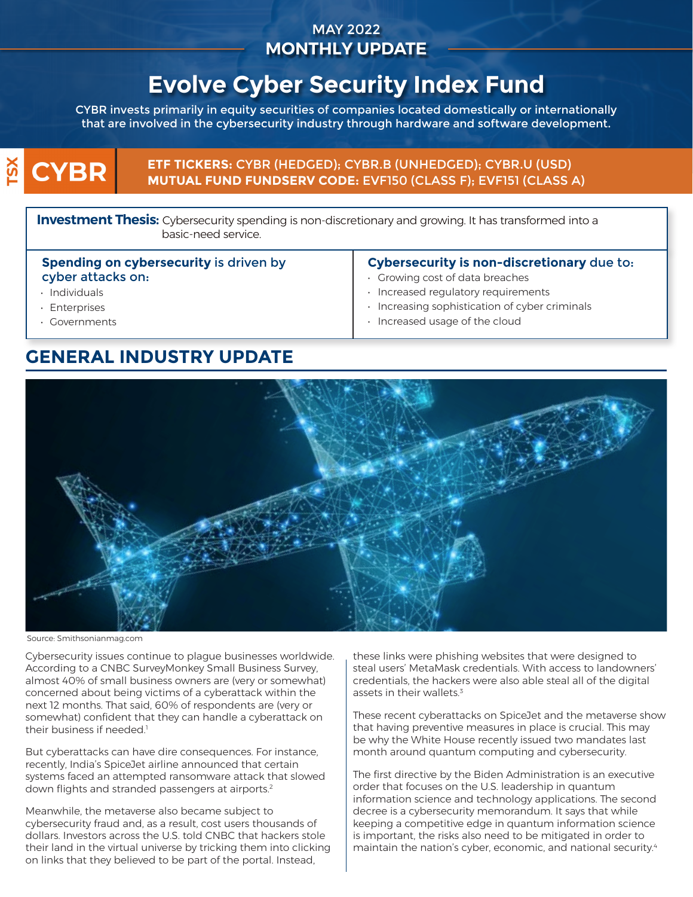MAY 2022
**MONTHLY UPDATE**

# Evolve Cyber Security Index Fund

CYBR invests primarily in equity securities of companies located domestically or internationally that are involved in the cybersecurity industry through hardware and software development.

TSX **CYBR**

**ETF TICKERS:** CYBR (HEDGED); CYBR.B (UNHEDGED); CYBR.U (USD)
**MUTUAL FUND FUNDSERV CODE:** EVF150 (CLASS F); EVF151 (CLASS A)

**Investment Thesis:** Cybersecurity spending is non-discretionary and growing. It has transformed into a basic-need service.

**Spending on cybersecurity** is driven by cyber attacks on:

- Individuals
- Enterprises
- Governments

**Cybersecurity is non-discretionary** due to:

- Growing cost of data breaches
- Increased regulatory requirements
- Increasing sophistication of cyber criminals
- Increased usage of the cloud

## GENERAL INDUSTRY UPDATE

Source: Smithsonianmag.com

Cybersecurity issues continue to plague businesses worldwide. According to a CNBC SurveyMonkey Small Business Survey, almost 40% of small business owners are (very or somewhat) concerned about being victims of a cyberattack within the next 12 months. That said, 60% of respondents are (very or somewhat) confident that they can handle a cyberattack on their business if needed.[1]

But cyberattacks can have dire consequences. For instance, recently, India's SpiceJet airline announced that certain systems faced an attempted ransomware attack that slowed down flights and stranded passengers at airports.[2]

Meanwhile, the metaverse also became subject to cybersecurity fraud and, as a result, cost users thousands of dollars. Investors across the U.S. told CNBC that hackers stole their land in the virtual universe by tricking them into clicking on links that they believed to be part of the portal. Instead, these links were phishing websites that were designed to steal users' MetaMask credentials. With access to landowners' credentials, the hackers were also able steal all of the digital assets in their wallets.[3]

These recent cyberattacks on SpiceJet and the metaverse show that having preventive measures in place is crucial. This may be why the White House recently issued two mandates last month around quantum computing and cybersecurity.

The first directive by the Biden Administration is an executive order that focuses on the U.S. leadership in quantum information science and technology applications. The second decree is a cybersecurity memorandum. It says that while keeping a competitive edge in quantum information science is important, the risks also need to be mitigated in order to maintain the nation's cyber, economic, and national security.[4]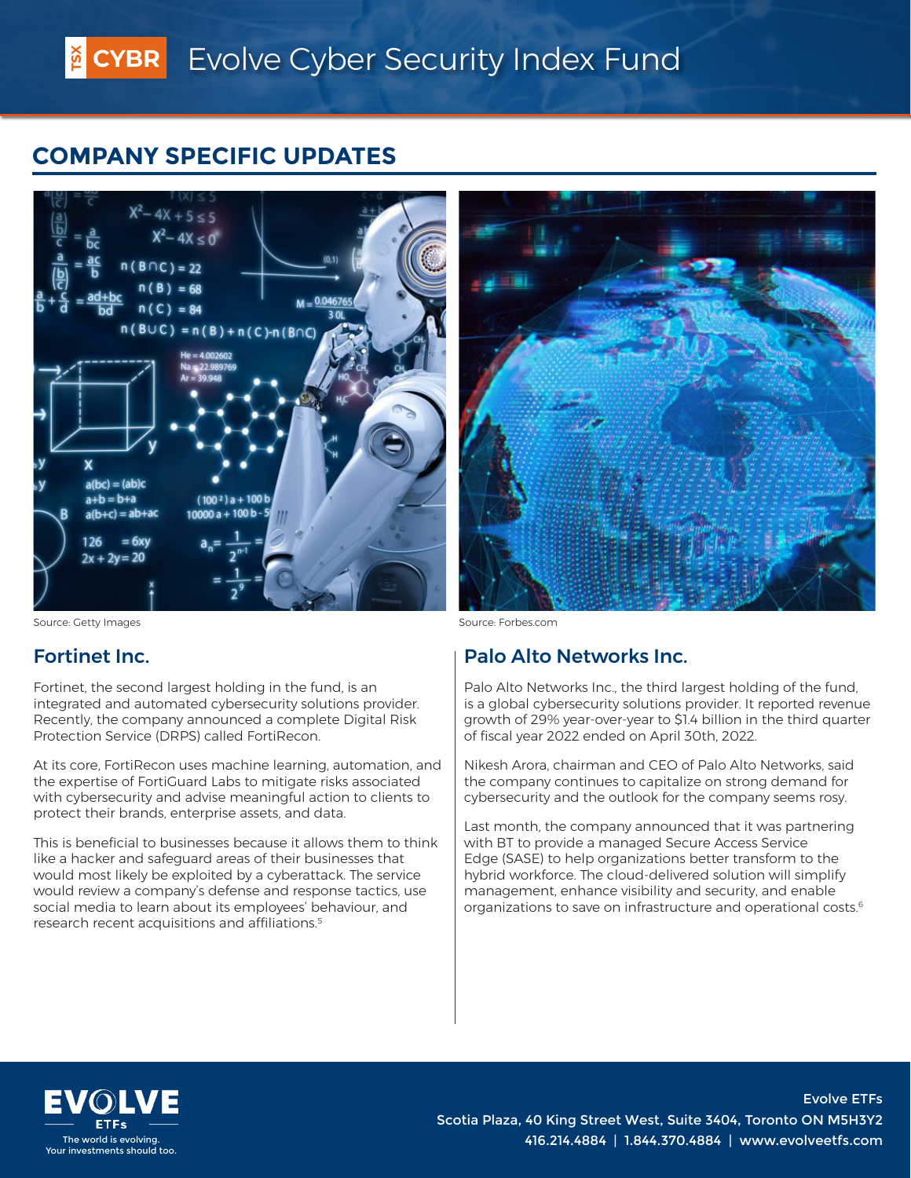## COMPANY SPECIFIC UPDATES

Source: Getty Images

### Fortinet Inc.

Fortinet, the second largest holding in the fund, is an integrated and automated cybersecurity solutions provider. Recently, the company announced a complete Digital Risk Protection Service (DRPS) called FortiRecon.

At its core, FortiRecon uses machine learning, automation, and the expertise of FortiGuard Labs to mitigate risks associated with cybersecurity and advise meaningful action to clients to protect their brands, enterprise assets, and data.

This is beneficial to businesses because it allows them to think like a hacker and safeguard areas of their businesses that would most likely be exploited by a cyberattack. The service would review a company's defense and response tactics, use social media to learn about its employees' behaviour, and research recent acquisitions and affiliations.[5]

Source: Forbes.com

### Palo Alto Networks Inc.

Palo Alto Networks Inc., the third largest holding of the fund, is a global cybersecurity solutions provider. It reported revenue growth of 29% year-over-year to $1.4 billion in the third quarter of fiscal year 2022 ended on April 30th, 2022.

Nikesh Arora, chairman and CEO of Palo Alto Networks, said the company continues to capitalize on strong demand for cybersecurity and the outlook for the company seems rosy.

Last month, the company announced that it was partnering with BT to provide a managed Secure Access Service Edge (SASE) to help organizations better transform to the hybrid workforce. The cloud-delivered solution will simplify management, enhance visibility and security, and enable organizations to save on infrastructure and operational costs.[6]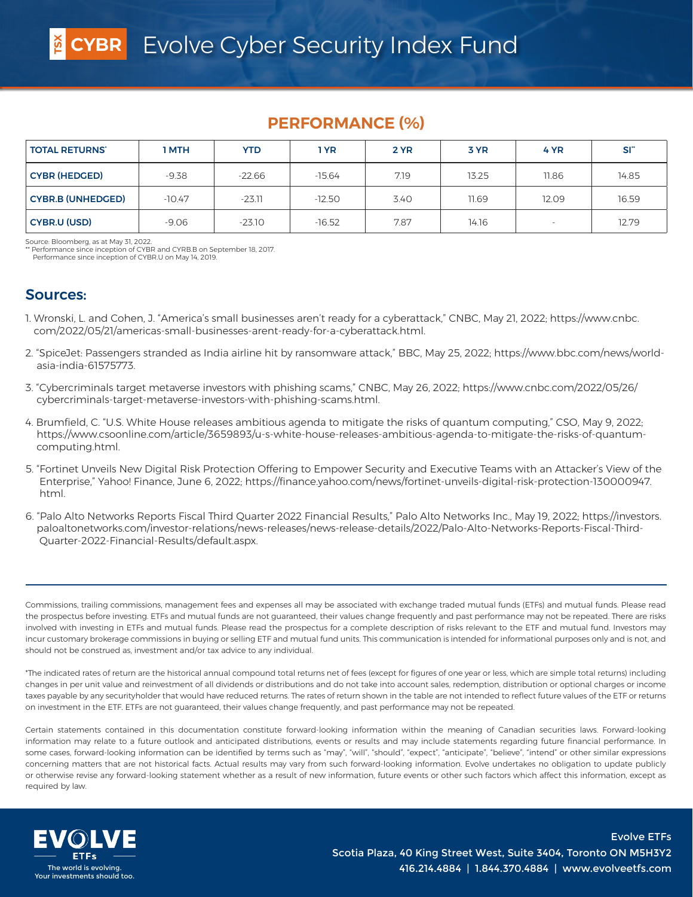# TSX CYBR Evolve Cyber Security Index Fund

## PERFORMANCE (%)

| TOTAL RETURNS* | 1 MTH | YTD | 1 YR | 2 YR | 3 YR | 4 YR | SI** |
|---|---|---|---|---|---|---|---|
| CYBR (HEDGED) | -9.38 | -22.66 | -15.64 | 7.19 | 13.25 | 11.86 | 14.85 |
| CYBR.B (UNHEDGED) | -10.47 | -23.11 | -12.50 | 3.40 | 11.69 | 12.09 | 16.59 |
| CYBR.U (USD) | -9.06 | -23.10 | -16.52 | 7.87 | 14.16 | - | 12.79 |

Source: Bloomberg, as at May 31, 2022.
** Performance since inception of CYBR and CYRB.B on September 18, 2017.
Performance since inception of CYBR.U on May 14, 2019.

## Sources:

1. Wronski, L. and Cohen, J. "America's small businesses aren't ready for a cyberattack," CNBC, May 21, 2022; https://www.cnbc.com/2022/05/21/americas-small-businesses-arent-ready-for-a-cyberattack.html.
2. "SpiceJet: Passengers stranded as India airline hit by ransomware attack," BBC, May 25, 2022; https://www.bbc.com/news/world-asia-india-61575773.
3. "Cybercriminals target metaverse investors with phishing scams," CNBC, May 26, 2022; https://www.cnbc.com/2022/05/26/cybercriminals-target-metaverse-investors-with-phishing-scams.html.
4. Brumfield, C. "U.S. White House releases ambitious agenda to mitigate the risks of quantum computing," CSO, May 9, 2022; https://www.csoonline.com/article/3659893/u-s-white-house-releases-ambitious-agenda-to-mitigate-the-risks-of-quantum-computing.html.
5. "Fortinet Unveils New Digital Risk Protection Offering to Empower Security and Executive Teams with an Attacker's View of the Enterprise," Yahoo! Finance, June 6, 2022; https://finance.yahoo.com/news/fortinet-unveils-digital-risk-protection-130000947.html.
6. "Palo Alto Networks Reports Fiscal Third Quarter 2022 Financial Results," Palo Alto Networks Inc., May 19, 2022; https://investors.paloaltonetworks.com/investor-relations/news-releases/news-release-details/2022/Palo-Alto-Networks-Reports-Fiscal-Third-Quarter-2022-Financial-Results/default.aspx.

---

Commissions, trailing commissions, management fees and expenses all may be associated with exchange traded mutual funds (ETFs) and mutual funds. Please read the prospectus before investing. ETFs and mutual funds are not guaranteed, their values change frequently and past performance may not be repeated. There are risks involved with investing in ETFs and mutual funds. Please read the prospectus for a complete description of risks relevant to the ETF and mutual fund. Investors may incur customary brokerage commissions in buying or selling ETF and mutual fund units. This communication is intended for informational purposes only and is not, and should not be construed as, investment and/or tax advice to any individual.

*The indicated rates of return are the historical annual compound total returns net of fees (except for figures of one year or less, which are simple total returns) including changes in per unit value and reinvestment of all dividends or distributions and do not take into account sales, redemption, distribution or optional charges or income taxes payable by any securityholder that would have reduced returns. The rates of return shown in the table are not intended to reflect future values of the ETF or returns on investment in the ETF. ETFs are not guaranteed, their values change frequently, and past performance may not be repeated.

Certain statements contained in this documentation constitute forward-looking information within the meaning of Canadian securities laws. Forward-looking information may relate to a future outlook and anticipated distributions, events or results and may include statements regarding future financial performance. In some cases, forward-looking information can be identified by terms such as "may", "will", "should", "expect", "anticipate", "believe", "intend" or other similar expressions concerning matters that are not historical facts. Actual results may vary from such forward-looking information. Evolve undertakes no obligation to update publicly or otherwise revise any forward-looking statement whether as a result of new information, future events or other such factors which affect this information, except as required by law.

EVOLVE ETFs
The world is evolving.
Your investments should too.

Evolve ETFs
Scotia Plaza, 40 King Street West, Suite 3404, Toronto ON M5H3Y2
416.214.4884 | 1.844.370.4884 | www.evolveetfs.com